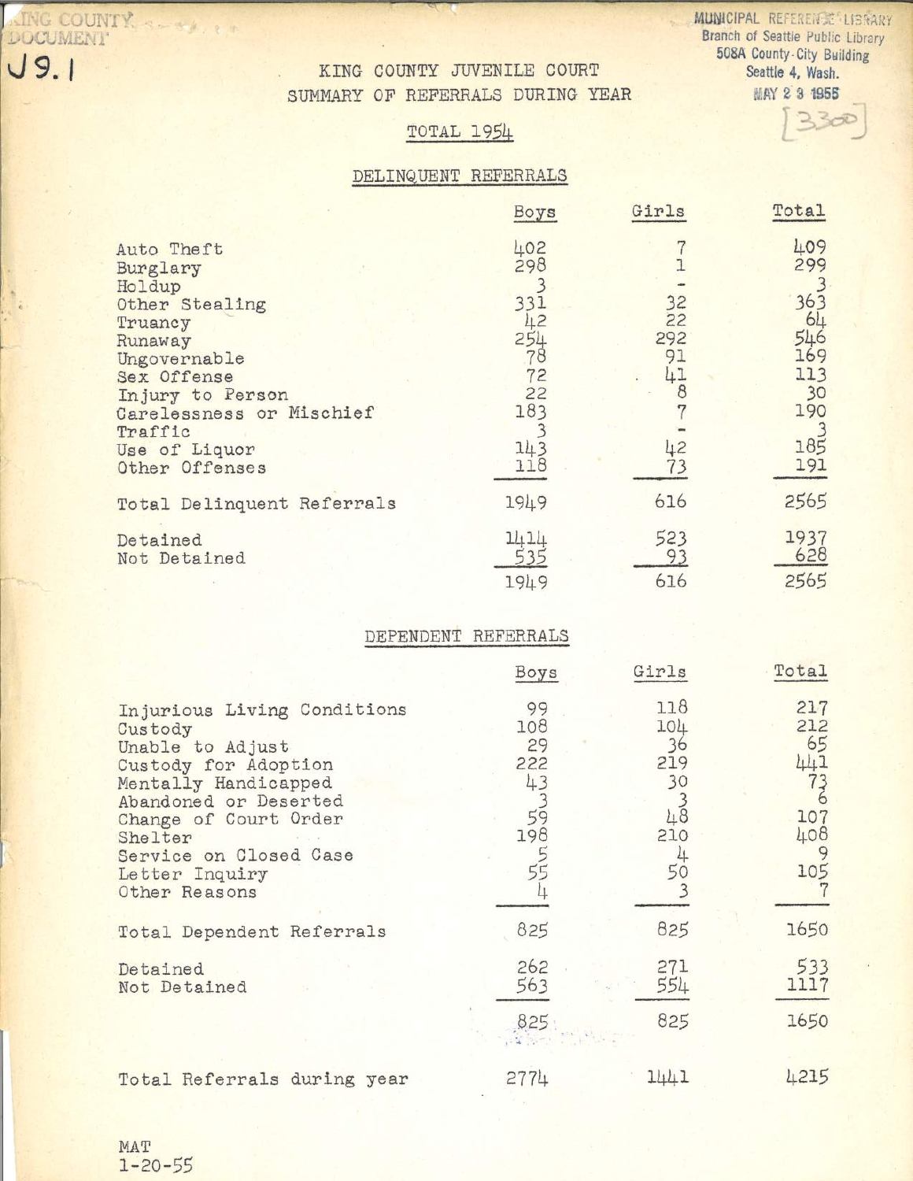KING COUNTY DOCUMENT

J9.1

MUNICIPAL REFERENCE LIBRARY
Branch of Seattle Public Library
508A County-City Building
Seattle 4, Wash.
MAY 23 1955

[3300]

# KING COUNTY JUVENILE COURT
## SUMMARY OF REFERRALS DURING YEAR

### TOTAL 1954

### DELINQUENT REFERRALS

| | Boys | Girls | Total |
|---|---|---|---|
| Auto Theft | 402 | 7 | 409 |
| Burglary | 298 | 1 | 299 |
| Holdup | 3 | - | 3 |
| Other Stealing | 331 | 32 | 363 |
| Truancy | 42 | 22 | 64 |
| Runaway | 254 | 292 | 546 |
| Ungovernable | 78 | 91 | 169 |
| Sex Offense | 72 | 41 | 113 |
| Injury to Person | 22 | 8 | 30 |
| Carelessness or Mischief | 183 | 7 | 190 |
| Traffic | 3 | - | 3 |
| Use of Liquor | 143 | 42 | 185 |
| Other Offenses | 118 | 73 | 191 |
| Total Delinquent Referrals | 1949 | 616 | 2565 |
| Detained | 1414 | 523 | 1937 |
| Not Detained | 535 | 93 | 628 |
| | 1949 | 616 | 2565 |

### DEPENDENT REFERRALS

| | Boys | Girls | Total |
|---|---|---|---|
| Injurious Living Conditions | 99 | 118 | 217 |
| Custody | 108 | 104 | 212 |
| Unable to Adjust | 29 | 36 | 65 |
| Custody for Adoption | 222 | 219 | 441 |
| Mentally Handicapped | 43 | 30 | 73 |
| Abandoned or Deserted | 3 | 3 | 6 |
| Change of Court Order | 59 | 48 | 107 |
| Shelter | 198 | 210 | 408 |
| Service on Closed Case | 5 | 4 | 9 |
| Letter Inquiry | 55 | 50 | 105 |
| Other Reasons | 4 | 3 | 7 |
| Total Dependent Referrals | 825 | 825 | 1650 |
| Detained | 262 | 271 | 533 |
| Not Detained | 563 | 554 | 1117 |
| | 825 | 825 | 1650 |
| Total Referrals during year | 2774 | 1441 | 4215 |

MAT
1-20-55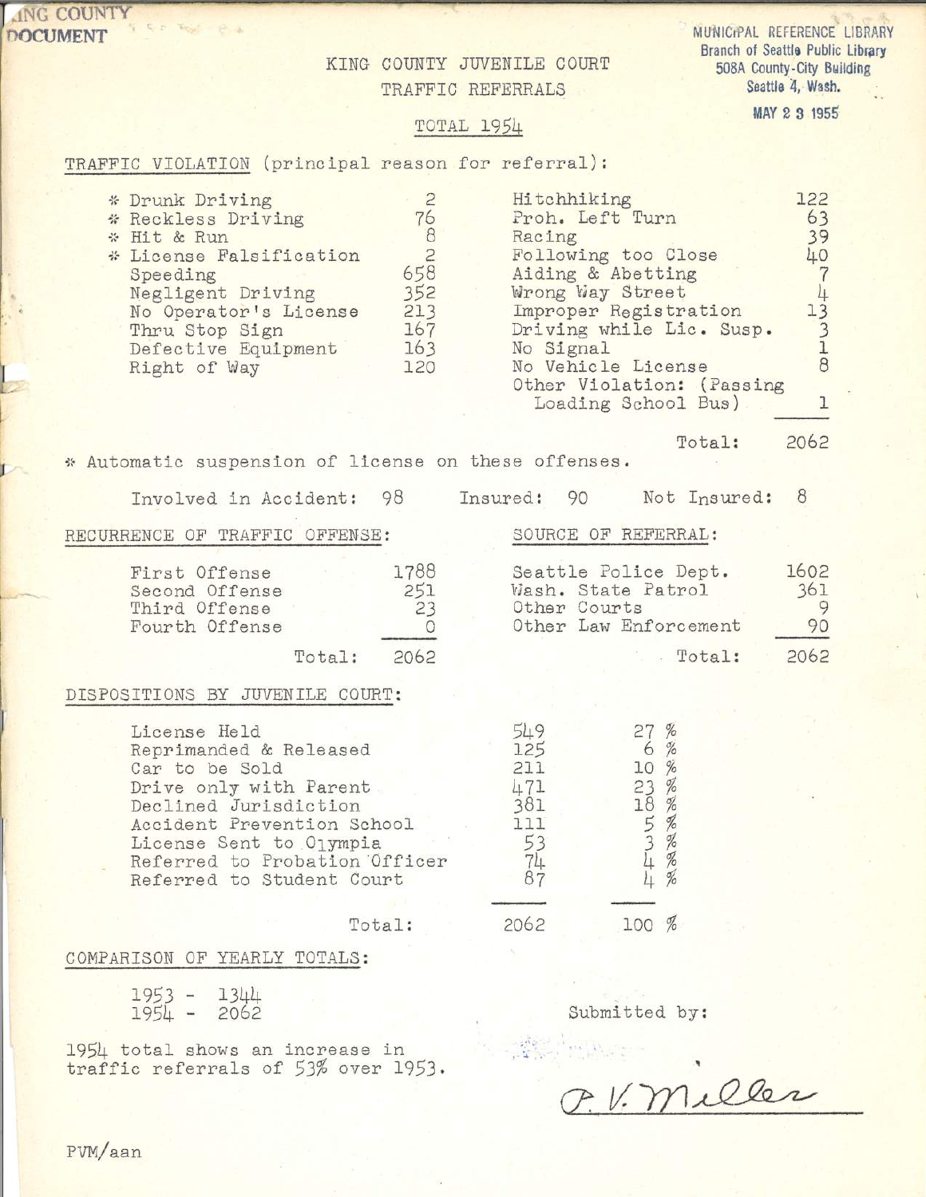KING COUNTY DOCUMENT

MUNICIPAL REFERENCE LIBRARY
Branch of Seattle Public Library
508A County-City Building
Seattle 4, Wash.

MAY 2 3 1955

# KING COUNTY JUVENILE COURT
## TRAFFIC REFERRALS
### TOTAL 1954

TRAFFIC VIOLATION (principal reason for referral):

| | | | |
|---|---|---|---|
| * Drunk Driving | 2 | Hitchhiking | 122 |
| * Reckless Driving | 76 | Proh. Left Turn | 63 |
| * Hit & Run | 8 | Racing | 39 |
| * License Falsification | 2 | Following too Close | 40 |
| Speeding | 658 | Aiding & Abetting | 7 |
| Negligent Driving | 352 | Wrong Way Street | 4 |
| No Operator's License | 213 | Improper Registration | 13 |
| Thru Stop Sign | 167 | Driving while Lic. Susp. | 3 |
| Defective Equipment | 163 | No Signal | 1 |
| Right of Way | 120 | No Vehicle License | 8 |
| | | Other Violation: (Passing Loading School Bus) | 1 |
| | | Total: | 2062 |

* Automatic suspension of license on these offenses.

Involved in Accident: 98 Insured: 90 Not Insured: 8

RECURRENCE OF TRAFFIC OFFENSE:

| | |
|---|---|
| First Offense | 1788 |
| Second Offense | 251 |
| Third Offense | 23 |
| Fourth Offense | 0 |
| Total: | 2062 |

SOURCE OF REFERRAL:

| | |
|---|---|
| Seattle Police Dept. | 1602 |
| Wash. State Patrol | 361 |
| Other Courts | 9 |
| Other Law Enforcement | 90 |
| Total: | 2062 |

DISPOSITIONS BY JUVENILE COURT:

| | | |
|---|---|---|
| License Held | 549 | 27 % |
| Reprimanded & Released | 125 | 6 % |
| Car to be Sold | 211 | 10 % |
| Drive only with Parent | 471 | 23 % |
| Declined Jurisdiction | 381 | 18 % |
| Accident Prevention School | 111 | 5 % |
| License Sent to Olympia | 53 | 3 % |
| Referred to Probation Officer | 74 | 4 % |
| Referred to Student Court | 87 | 4 % |
| Total: | 2062 | 100 % |

COMPARISON OF YEARLY TOTALS:

1953 - 1344
1954 - 2062

1954 total shows an increase in traffic referrals of 53% over 1953.

Submitted by:

P. V. Miller

PVM/aan